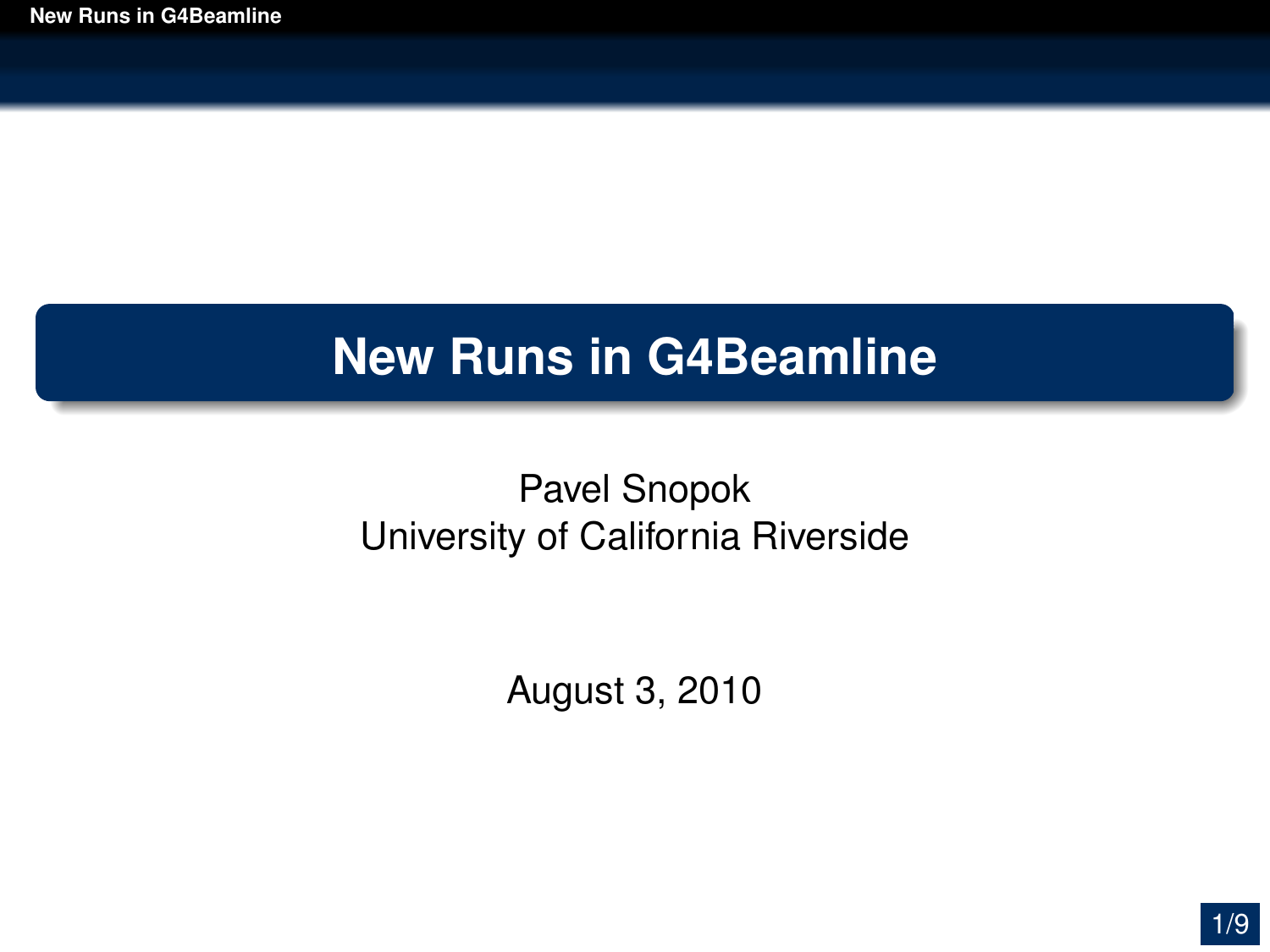# New Runs in G4Beamline

Pavel Snopok
University of California Riverside

August 3, 2010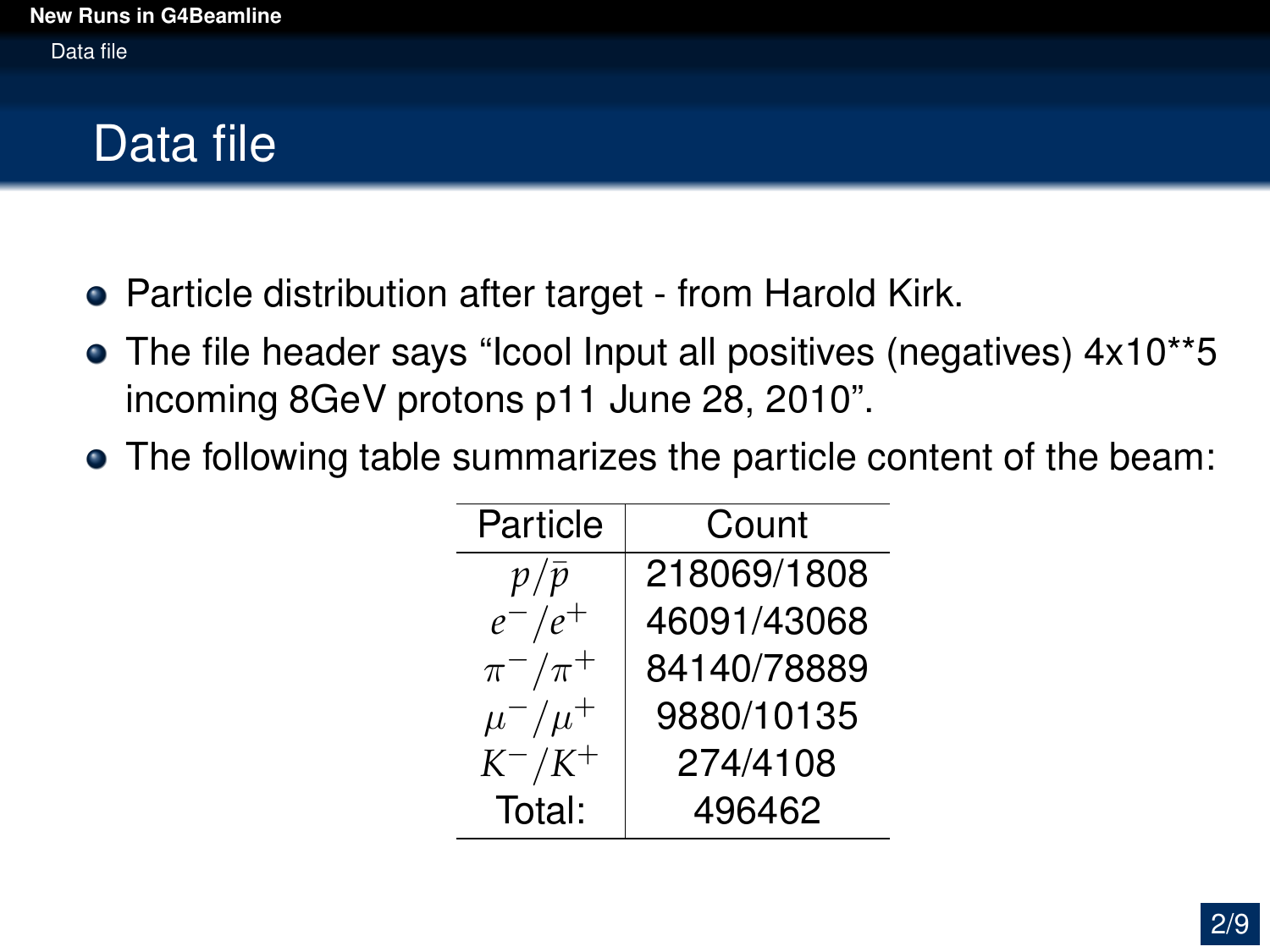# Data file

- Particle distribution after target - from Harold Kirk.
- The file header says “Icool Input all positives (negatives) 4x10**5 incoming 8GeV protons p11 June 28, 2010”.
- The following table summarizes the particle content of the beam:

| Particle | Count |
|---|---|
| $p/\bar{p}$ | 218069/1808 |
| $e^-/e^+$ | 46091/43068 |
| $\pi^-/\pi^+$ | 84140/78889 |
| $\mu^-/\mu^+$ | 9880/10135 |
| $K^-/K^+$ | 274/4108 |
| Total: | 496462 |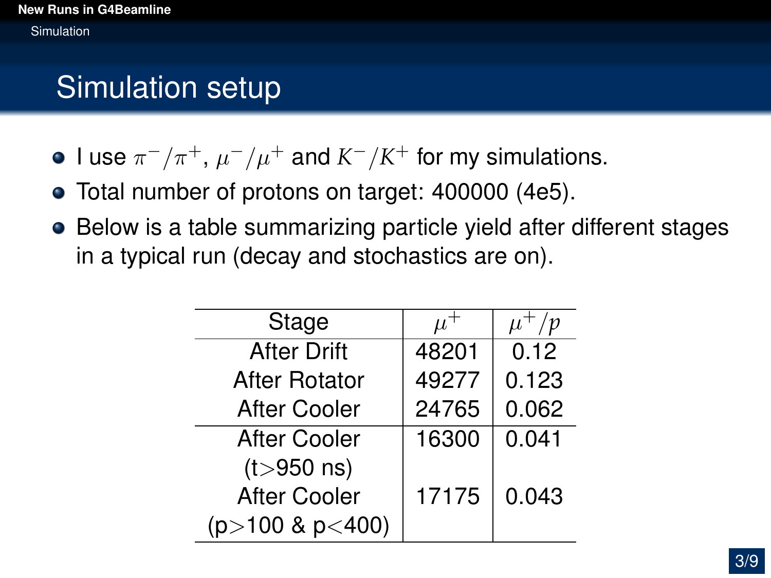# Simulation setup

- I use $\pi^-/\pi^+$, $\mu^-/\mu^+$ and $K^-/K^+$ for my simulations.
- Total number of protons on target: 400000 (4e5).
- Below is a table summarizing particle yield after different stages in a typical run (decay and stochastics are on).

| Stage | $\mu^+$ | $\mu^+/p$ |
|---|---|---|
| After Drift | 48201 | 0.12 |
| After Rotator | 49277 | 0.123 |
| After Cooler | 24765 | 0.062 |
| After Cooler (t>950 ns) | 16300 | 0.041 |
| After Cooler (p>100 & p<400) | 17175 | 0.043 |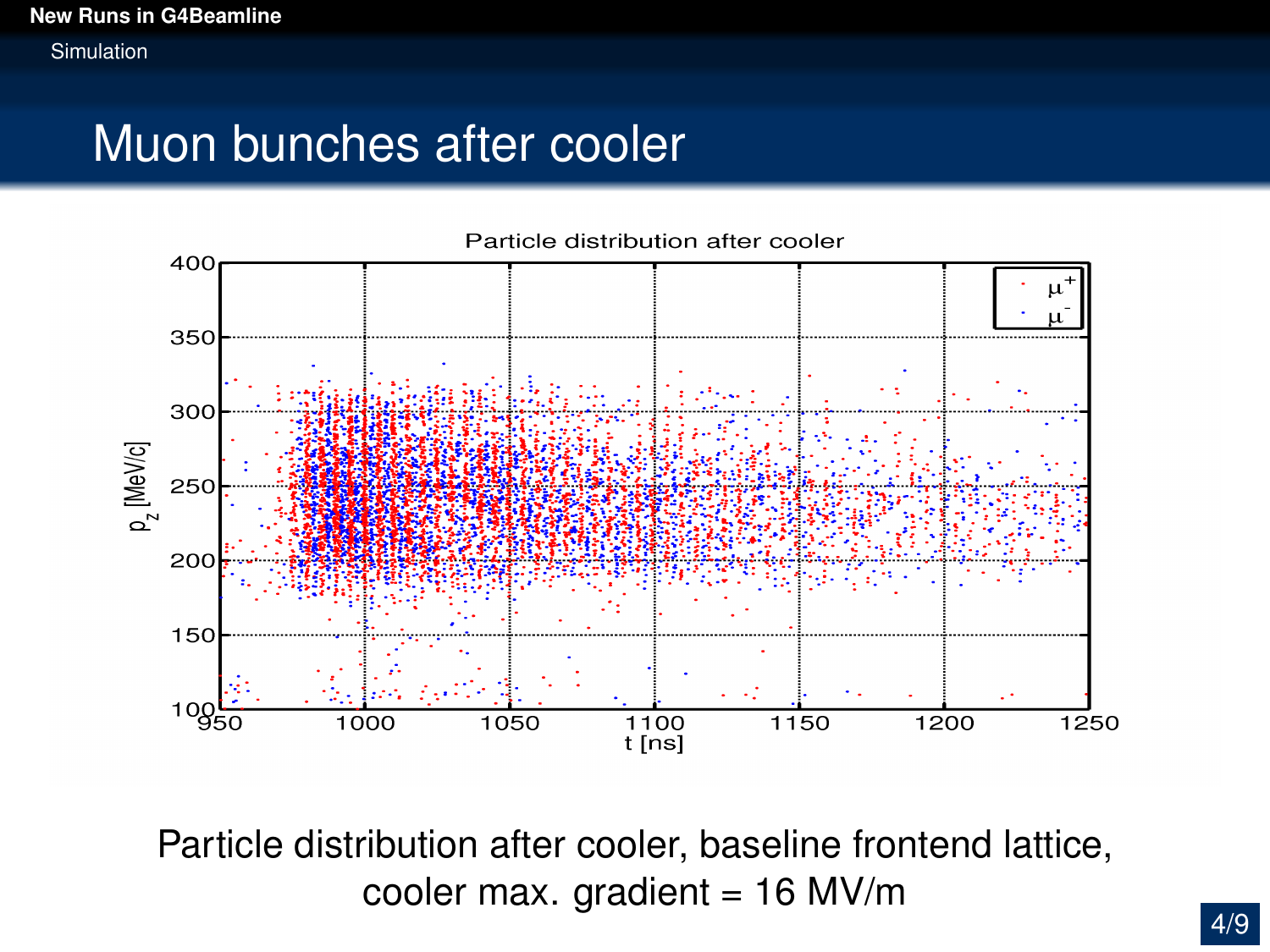# Muon bunches after cooler

Particle distribution after cooler, baseline frontend lattice, cooler max. gradient = 16 MV/m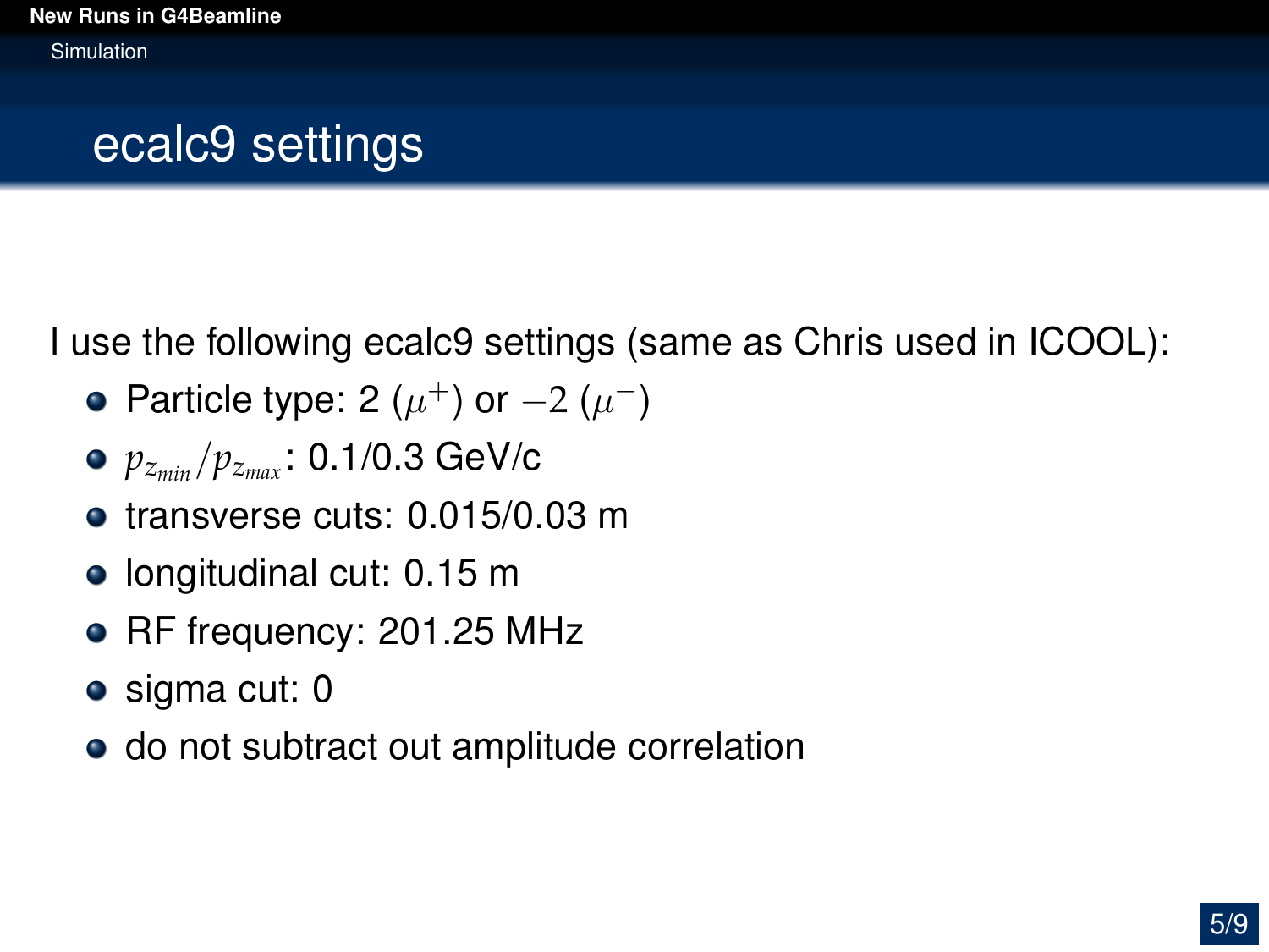# ecalc9 settings

I use the following ecalc9 settings (same as Chris used in ICOOL):

- Particle type: 2 ($\mu^+$) or $-2$ ($\mu^-$)
- $p_{z_{min}}/p_{z_{max}}$: 0.1/0.3 GeV/c
- transverse cuts: 0.015/0.03 m
- longitudinal cut: 0.15 m
- RF frequency: 201.25 MHz
- sigma cut: 0
- do not subtract out amplitude correlation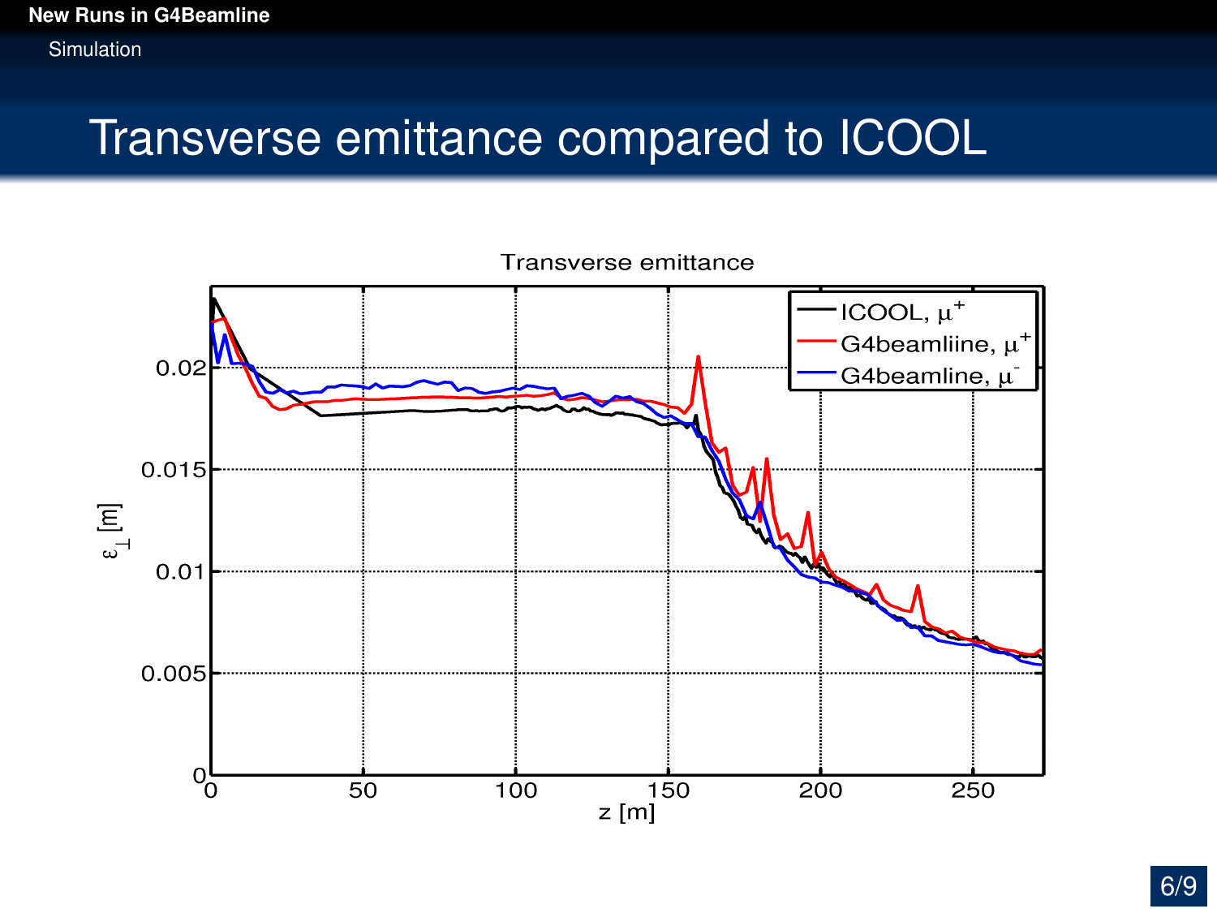# Transverse emittance compared to ICOOL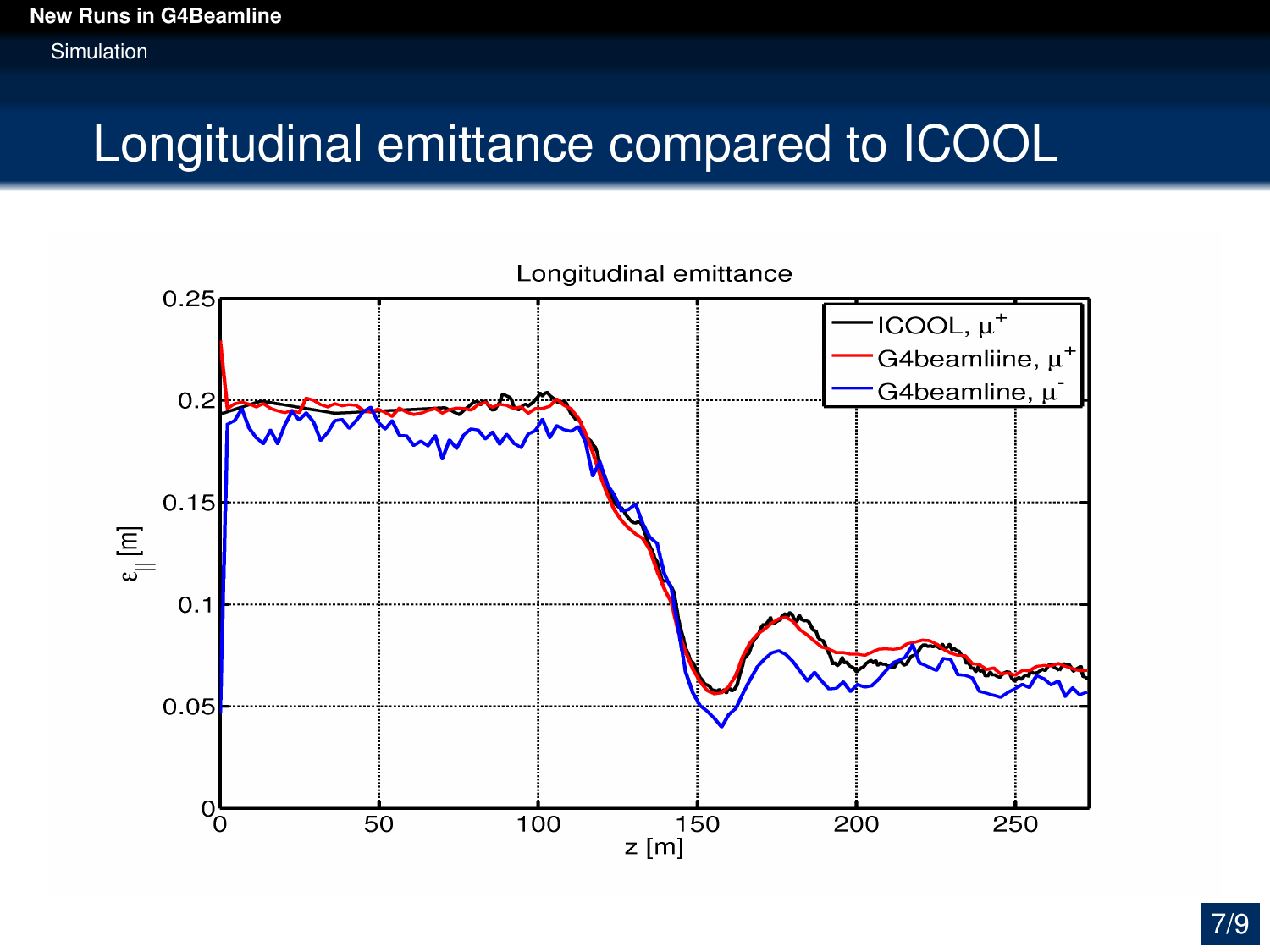# Longitudinal emittance compared to ICOOL

Longitudinal emittance

ICOOL, $\mu^+$
G4beamliine, $\mu^+$
G4beamline, $\mu^-$

$\varepsilon_{||}$ [m]

z [m]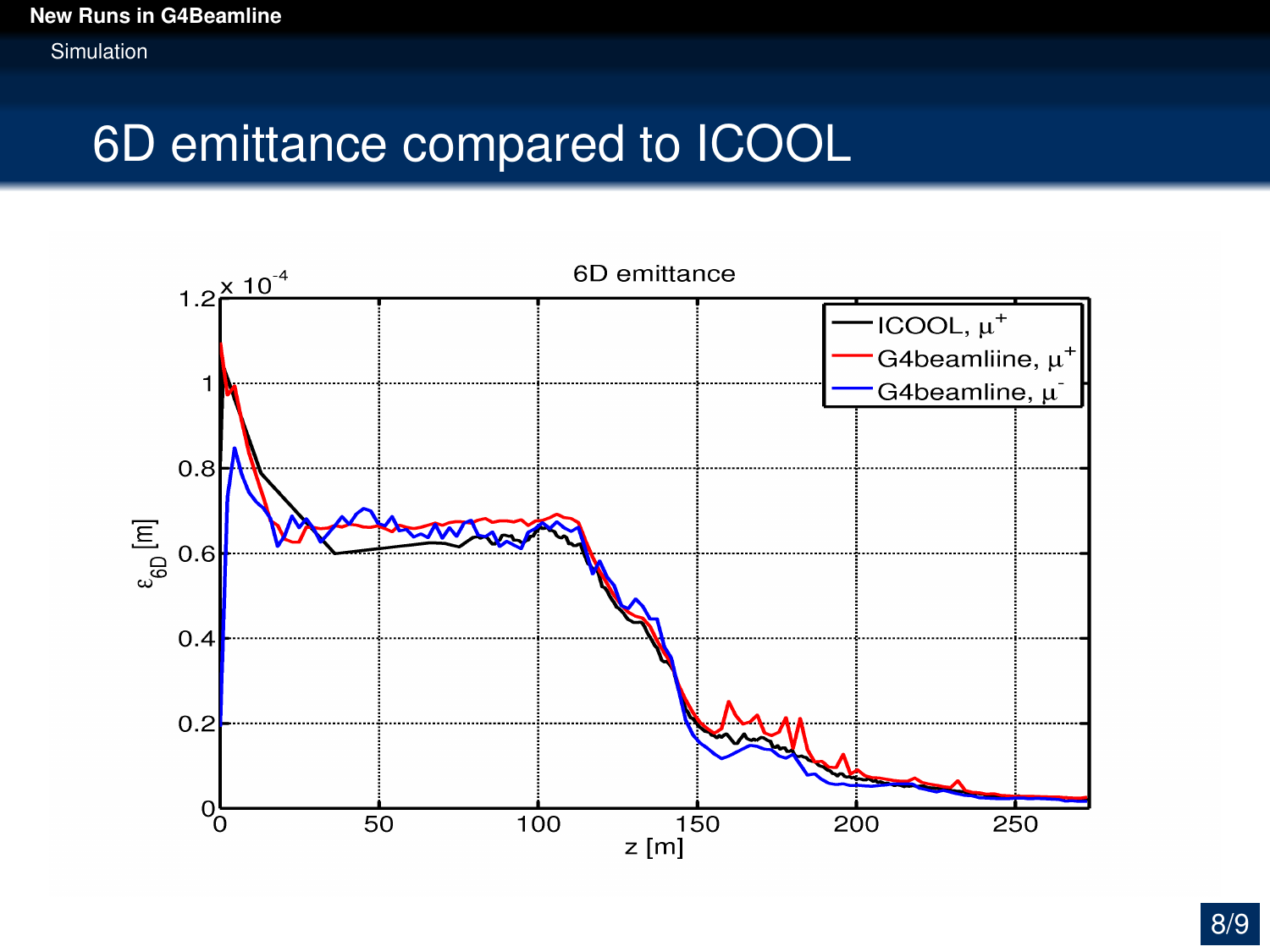# 6D emittance compared to ICOOL

6D emittance

| |
|---|
| ICOOL, $\mu^+$ |
| G4beamliine, $\mu^+$ |
| G4beamline, $\mu^-$ |

$\times 10^{-4}$

$\varepsilon_{6D}$ [m]

z [m]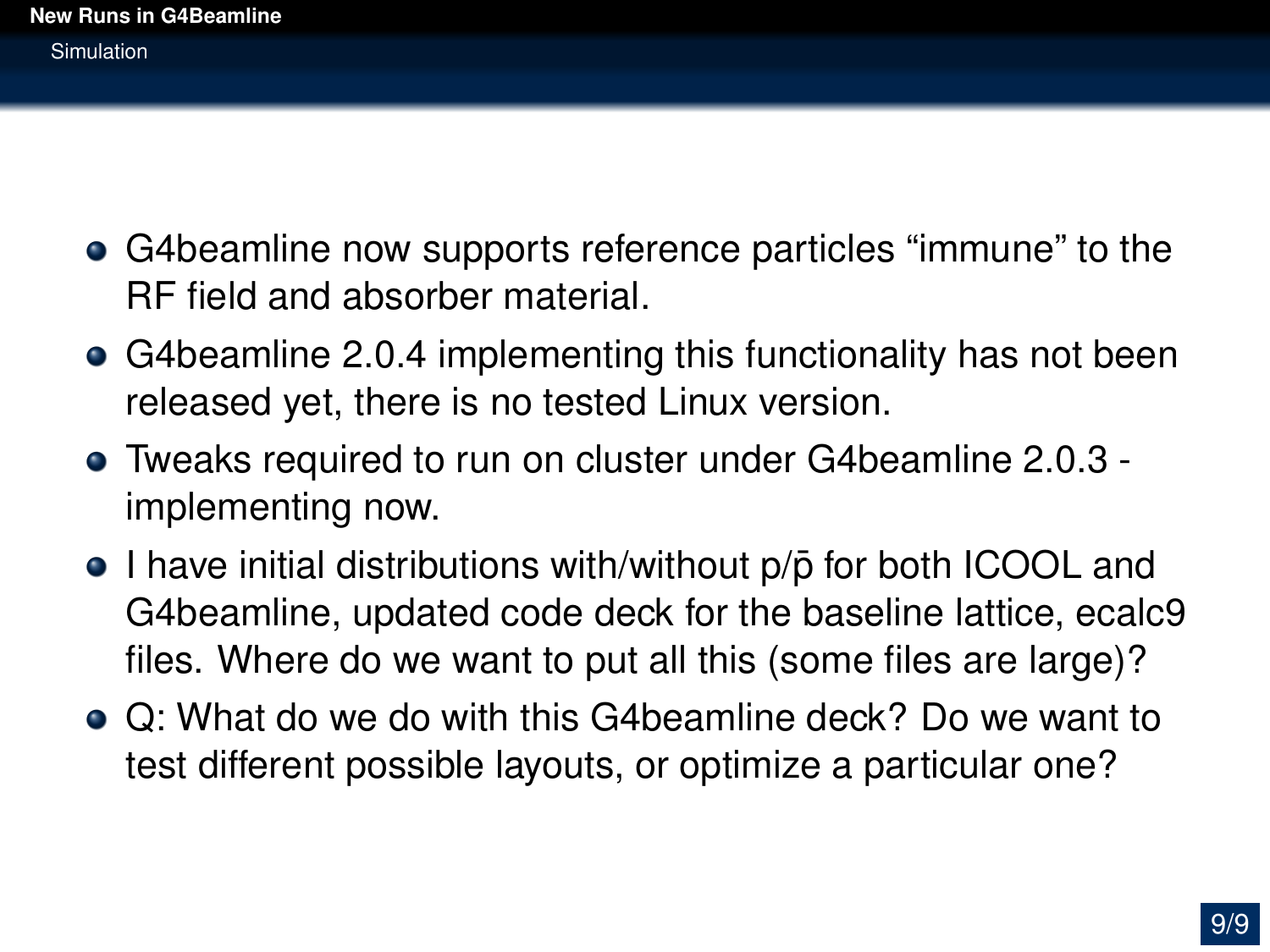- G4beamline now supports reference particles “immune” to the RF field and absorber material.
- G4beamline 2.0.4 implementing this functionality has not been released yet, there is no tested Linux version.
- Tweaks required to run on cluster under G4beamline 2.0.3 - implementing now.
- I have initial distributions with/without p/p̄ for both ICOOL and G4beamline, updated code deck for the baseline lattice, ecalc9 files. Where do we want to put all this (some files are large)?
- Q: What do we do with this G4beamline deck? Do we want to test different possible layouts, or optimize a particular one?